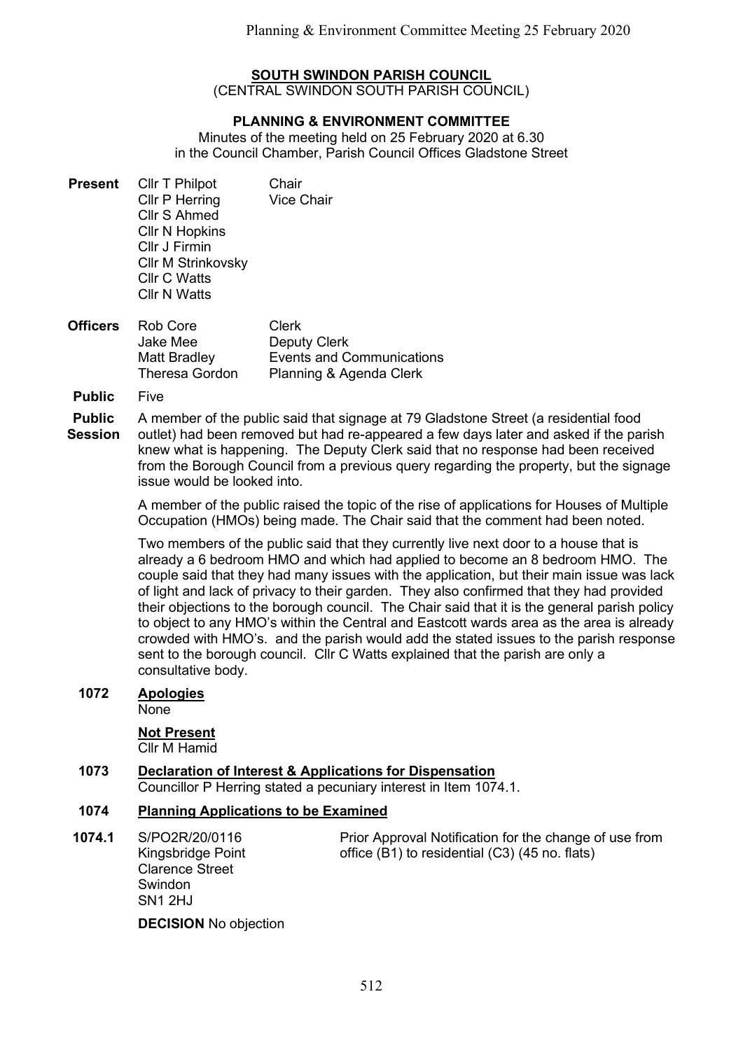**SOUTH SWINDON PARISH COUNCIL**
(CENTRAL SWINDON SOUTH PARISH COUNCIL)

**PLANNING & ENVIRONMENT COMMITTEE**

Minutes of the meeting held on 25 February 2020 at 6.30
in the Council Chamber, Parish Council Offices Gladstone Street

**Present**
Cllr T Philpot — Chair
Cllr P Herring — Vice Chair
Cllr S Ahmed
Cllr N Hopkins
Cllr J Firmin
Cllr M Strinkovsky
Cllr C Watts
Cllr N Watts

**Officers**
Rob Core — Clerk
Jake Mee — Deputy Clerk
Matt Bradley — Events and Communications
Theresa Gordon — Planning & Agenda Clerk

**Public** Five

**Public Session**

A member of the public said that signage at 79 Gladstone Street (a residential food outlet) had been removed but had re-appeared a few days later and asked if the parish knew what is happening. The Deputy Clerk said that no response had been received from the Borough Council from a previous query regarding the property, but the signage issue would be looked into.

A member of the public raised the topic of the rise of applications for Houses of Multiple Occupation (HMOs) being made. The Chair said that the comment had been noted.

Two members of the public said that they currently live next door to a house that is already a 6 bedroom HMO and which had applied to become an 8 bedroom HMO. The couple said that they had many issues with the application, but their main issue was lack of light and lack of privacy to their garden. They also confirmed that they had provided their objections to the borough council. The Chair said that it is the general parish policy to object to any HMO's within the Central and Eastcott wards area as the area is already crowded with HMO's. and the parish would add the stated issues to the parish response sent to the borough council. Cllr C Watts explained that the parish are only a consultative body.

**1072 Apologies**

None

**Not Present**

Cllr M Hamid

**1073 Declaration of Interest & Applications for Dispensation**

Councillor P Herring stated a pecuniary interest in Item 1074.1.

**1074 Planning Applications to be Examined**

**1074.1** S/PO2R/20/0116
Kingsbridge Point
Clarence Street
Swindon
SN1 2HJ

Prior Approval Notification for the change of use from office (B1) to residential (C3) (45 no. flats)

**DECISION** No objection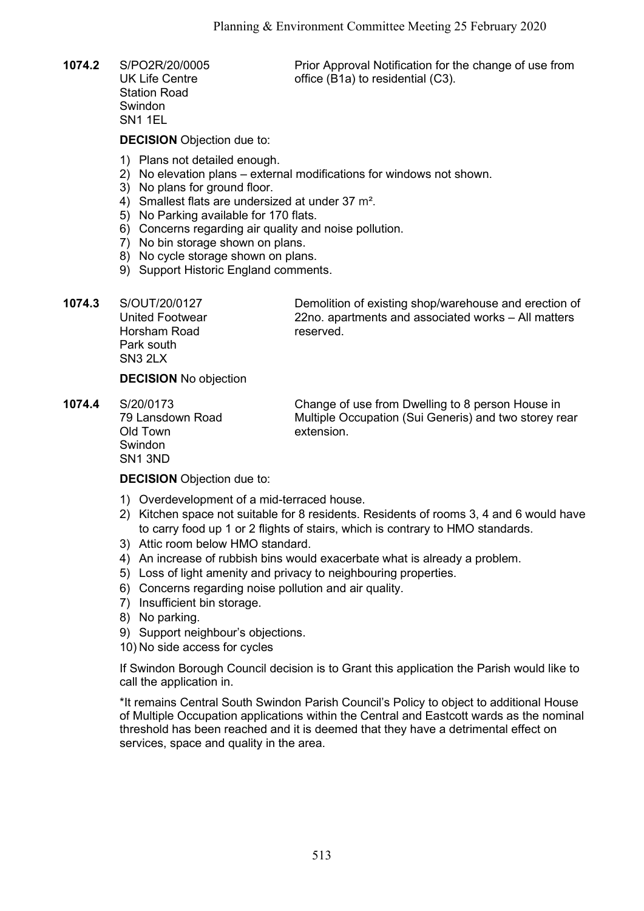**1074.2** S/PO2R/20/0005
UK Life Centre
Station Road
Swindon
SN1 1EL

Prior Approval Notification for the change of use from office (B1a) to residential (C3).

**DECISION** Objection due to:

1) Plans not detailed enough.
2) No elevation plans – external modifications for windows not shown.
3) No plans for ground floor.
4) Smallest flats are undersized at under 37 m².
5) No Parking available for 170 flats.
6) Concerns regarding air quality and noise pollution.
7) No bin storage shown on plans.
8) No cycle storage shown on plans.
9) Support Historic England comments.

**1074.3** S/OUT/20/0127
United Footwear
Horsham Road
Park south
SN3 2LX

Demolition of existing shop/warehouse and erection of 22no. apartments and associated works – All matters reserved.

**DECISION** No objection

**1074.4** S/20/0173
79 Lansdown Road
Old Town
Swindon
SN1 3ND

Change of use from Dwelling to 8 person House in Multiple Occupation (Sui Generis) and two storey rear extension.

**DECISION** Objection due to:

1) Overdevelopment of a mid-terraced house.
2) Kitchen space not suitable for 8 residents. Residents of rooms 3, 4 and 6 would have to carry food up 1 or 2 flights of stairs, which is contrary to HMO standards.
3) Attic room below HMO standard.
4) An increase of rubbish bins would exacerbate what is already a problem.
5) Loss of light amenity and privacy to neighbouring properties.
6) Concerns regarding noise pollution and air quality.
7) Insufficient bin storage.
8) No parking.
9) Support neighbour's objections.
10) No side access for cycles

If Swindon Borough Council decision is to Grant this application the Parish would like to call the application in.

*It remains Central South Swindon Parish Council's Policy to object to additional House of Multiple Occupation applications within the Central and Eastcott wards as the nominal threshold has been reached and it is deemed that they have a detrimental effect on services, space and quality in the area.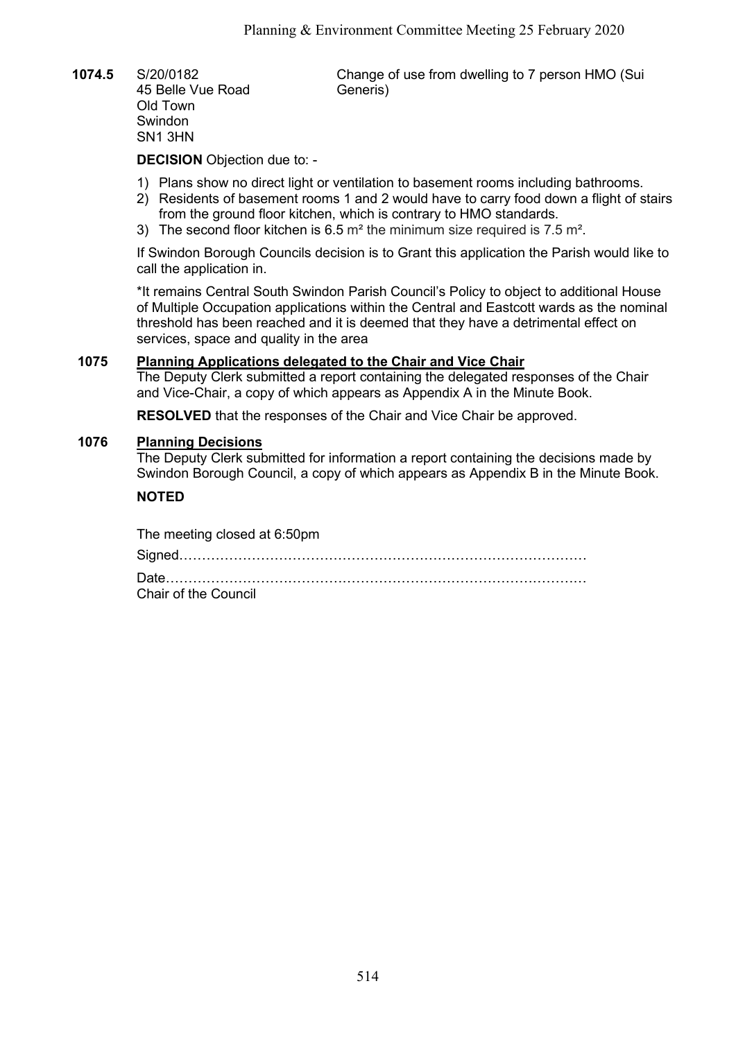**1074.5** S/20/0182
45 Belle Vue Road
Old Town
Swindon
SN1 3HN

Change of use from dwelling to 7 person HMO (Sui Generis)

**DECISION** Objection due to: -

1) Plans show no direct light or ventilation to basement rooms including bathrooms.
2) Residents of basement rooms 1 and 2 would have to carry food down a flight of stairs from the ground floor kitchen, which is contrary to HMO standards.
3) The second floor kitchen is 6.5 m² the minimum size required is 7.5 m².

If Swindon Borough Councils decision is to Grant this application the Parish would like to call the application in.

*It remains Central South Swindon Parish Council's Policy to object to additional House of Multiple Occupation applications within the Central and Eastcott wards as the nominal threshold has been reached and it is deemed that they have a detrimental effect on services, space and quality in the area

## 1075 Planning Applications delegated to the Chair and Vice Chair

The Deputy Clerk submitted a report containing the delegated responses of the Chair and Vice-Chair, a copy of which appears as Appendix A in the Minute Book.

**RESOLVED** that the responses of the Chair and Vice Chair be approved.

## 1076 Planning Decisions

The Deputy Clerk submitted for information a report containing the decisions made by Swindon Borough Council, a copy of which appears as Appendix B in the Minute Book.

**NOTED**

The meeting closed at 6:50pm

Signed………………………………………………………………………………

Date…………………………………………………………………………………
Chair of the Council